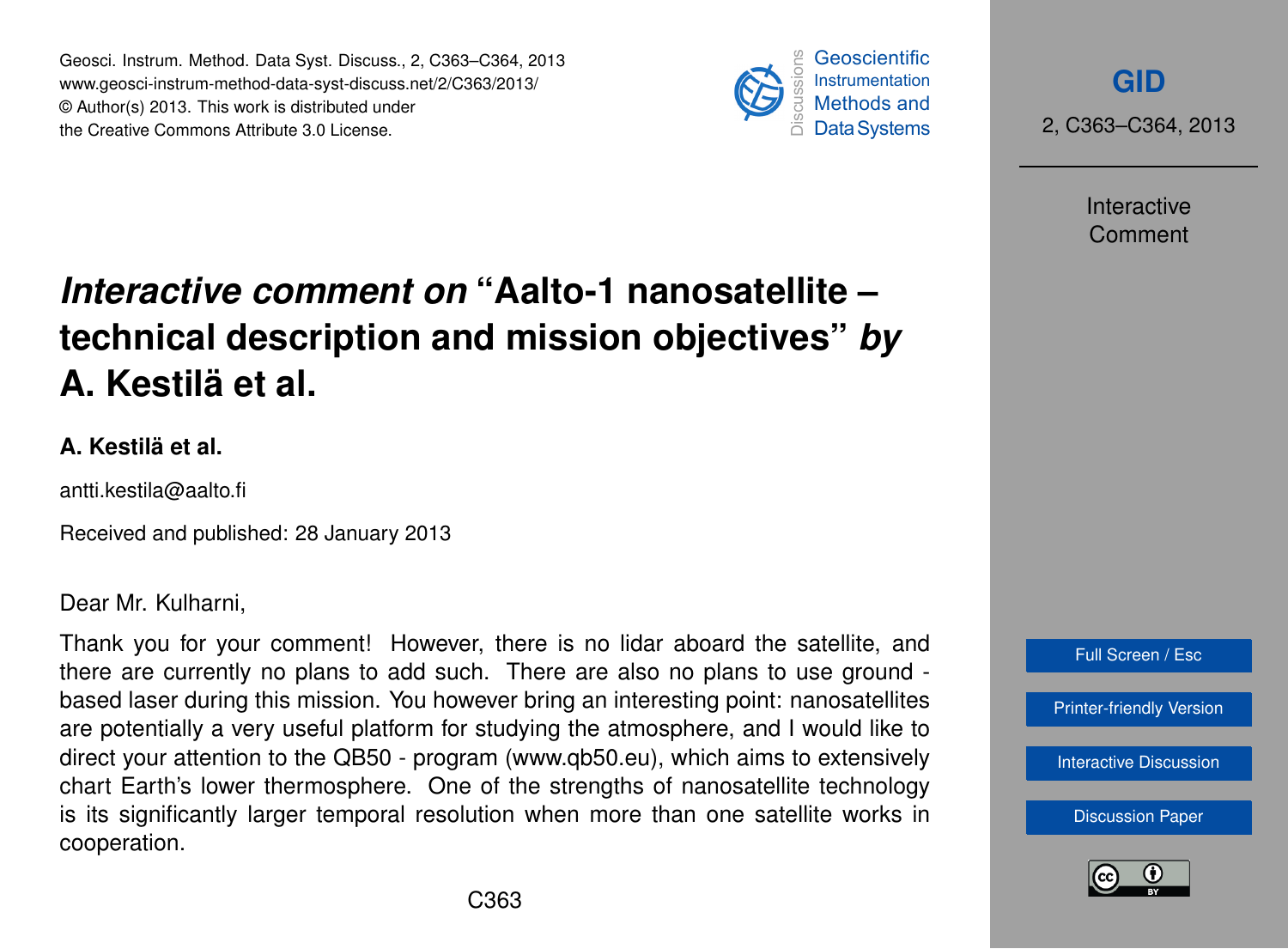# *Interactive comment on* “Aalto-1 nanosatellite – technical description and mission objectives” *by* A. Kestilä et al.

**A. Kestilä et al.**

antti.kestila@aalto.fi

Received and published: 28 January 2013

Dear Mr. Kulharni,

Thank you for your comment! However, there is no lidar aboard the satellite, and there are currently no plans to add such. There are also no plans to use ground - based laser during this mission. You however bring an interesting point: nanosatellites are potentially a very useful platform for studying the atmosphere, and I would like to direct your attention to the QB50 - program (www.qb50.eu), which aims to extensively chart Earth's lower thermosphere. One of the strengths of nanosatellite technology is its significantly larger temporal resolution when more than one satellite works in cooperation.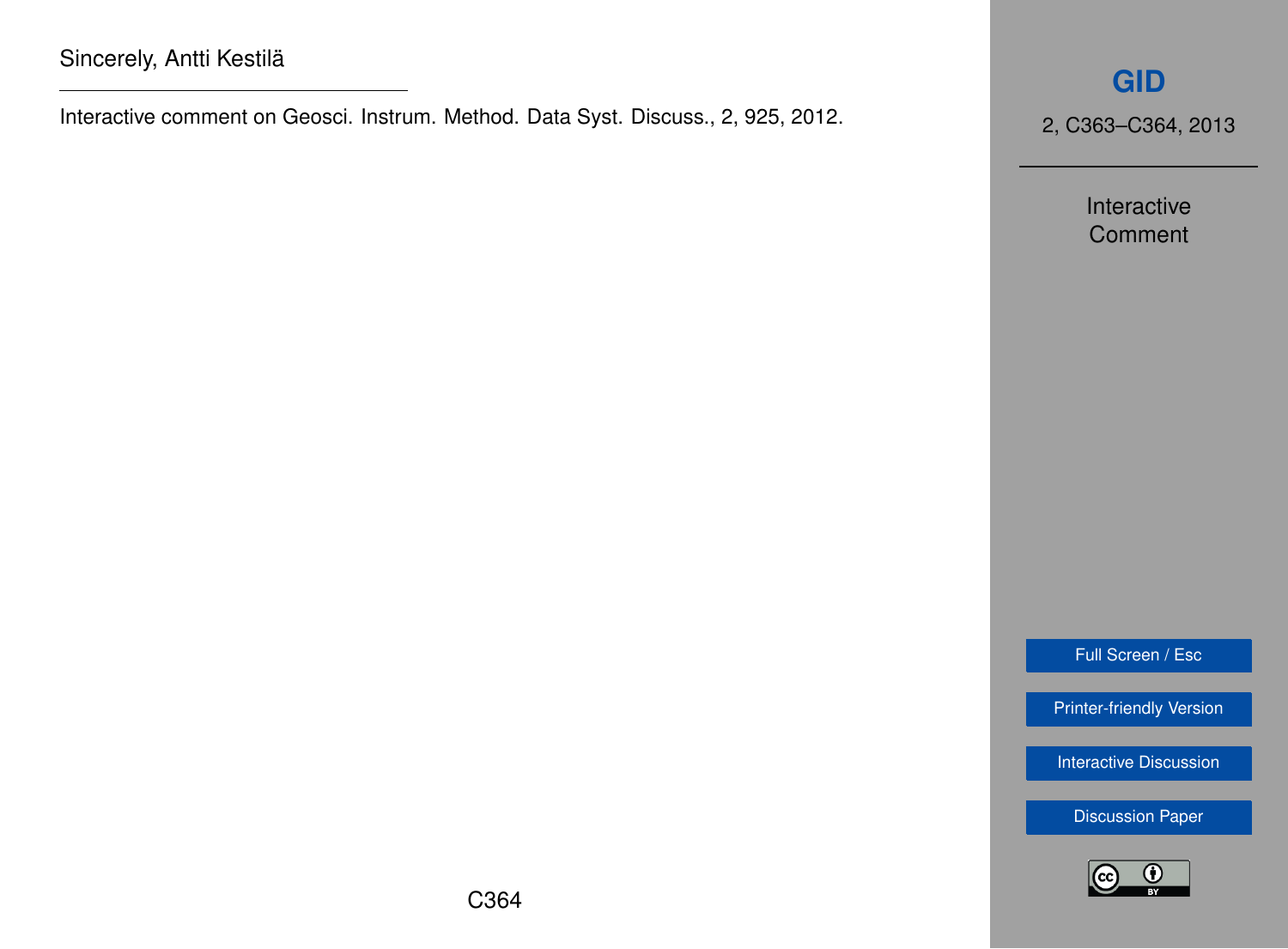Sincerely, Antti Kestilä

---

Interactive comment on Geosci. Instrum. Method. Data Syst. Discuss., 2, 925, 2012.